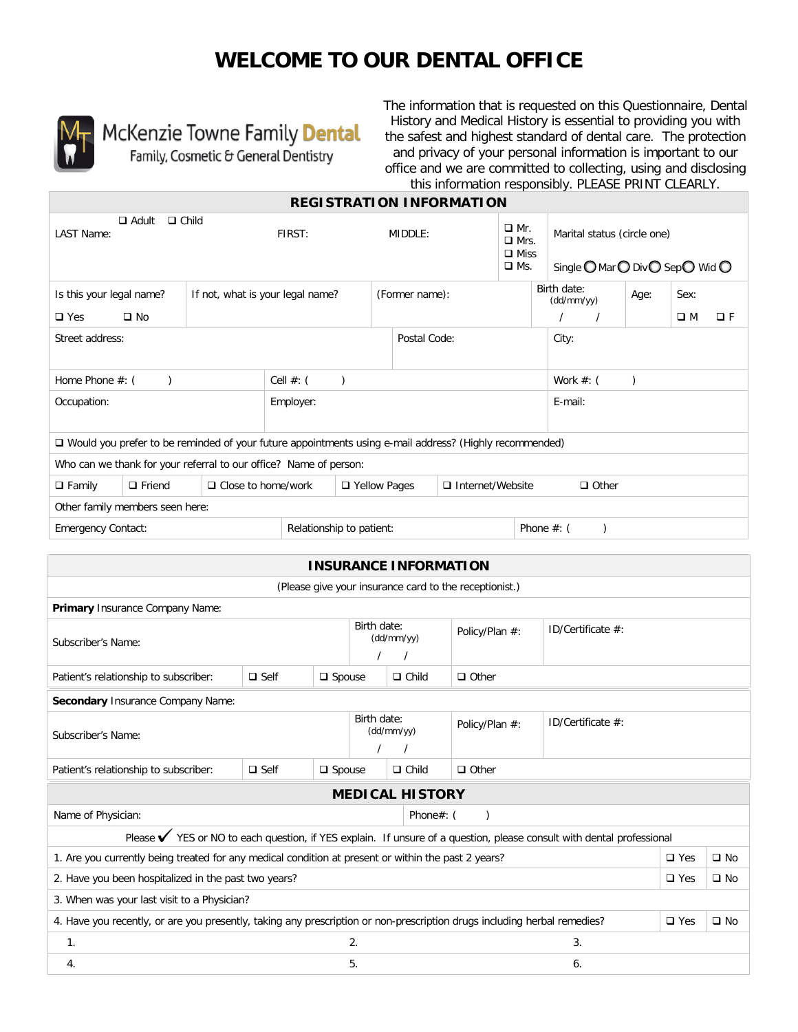# WELCOME TO OUR DENTAL OFFICE

McKenzie Towne Family Dental
Family, Cosmetic & General Dentistry

The information that is requested on this Questionnaire, Dental History and Medical History is essential to providing you with the safest and highest standard of dental care. The protection and privacy of your personal information is important to our office and we are committed to collecting, using and disclosing this information responsibly. PLEASE PRINT CLEARLY.

## REGISTRATION INFORMATION

| LAST Name: ❑ Adult ❑ Child | FIRST: | MIDDLE: | ❑ Mr. ❑ Mrs. ❑ Miss ❑ Ms. | Marital status (circle one) Single ◯ Mar ◯ Div ◯ Sep ◯ Wid ◯ |
|---|---|---|---|---|

| Is this your legal name? ❑ Yes ❑ No | If not, what is your legal name? | (Former name): | Birth date: (dd/mm/yy) / / | Age: | Sex: ❑ M ❑ F |
|---|---|---|---|---|---|

| Street address: | Postal Code: | City: |
|---|---|---|
| Home Phone #: ( ) | Cell #: ( ) | Work #: ( ) |
| Occupation: | Employer: | E-mail: |

❑ Would you prefer to be reminded of your future appointments using e-mail address? (Highly recommended)

Who can we thank for your referral to our office? Name of person:

| ❑ Family | ❑ Friend | ❑ Close to home/work | ❑ Yellow Pages | ❑ Internet/Website | ❑ Other |
|---|---|---|---|---|---|

Other family members seen here:

| Emergency Contact: | Relationship to patient: | Phone #: ( ) |
|---|---|---|

## INSURANCE INFORMATION

(Please give your insurance card to the receptionist.)

**Primary** Insurance Company Name:

| Subscriber's Name: | Birth date: (dd/mm/yy) / / | Policy/Plan #: | ID/Certificate #: |
|---|---|---|---|

| Patient's relationship to subscriber: | ❑ Self | ❑ Spouse | ❑ Child | ❑ Other |
|---|---|---|---|---|

**Secondary** Insurance Company Name:

| Subscriber's Name: | Birth date: (dd/mm/yy) / / | Policy/Plan #: | ID/Certificate #: |
|---|---|---|---|

| Patient's relationship to subscriber: | ❑ Self | ❑ Spouse | ❑ Child | ❑ Other |
|---|---|---|---|---|

## MEDICAL HISTORY

| Name of Physician: | Phone#: ( ) |
|---|---|

Please ✓ YES or NO to each question, if YES explain. If unsure of a question, please consult with dental professional

| Question | Yes | No |
|---|---|---|
| 1. Are you currently being treated for any medical condition at present or within the past 2 years? | ❑ Yes | ❑ No |
| 2. Have you been hospitalized in the past two years? | ❑ Yes | ❑ No |
| 3. When was your last visit to a Physician? | | |
| 4. Have you recently, or are you presently, taking any prescription or non-prescription drugs including herbal remedies? | ❑ Yes | ❑ No |

| 1. | 2. | 3. |
|---|---|---|
| 4. | 5. | 6. |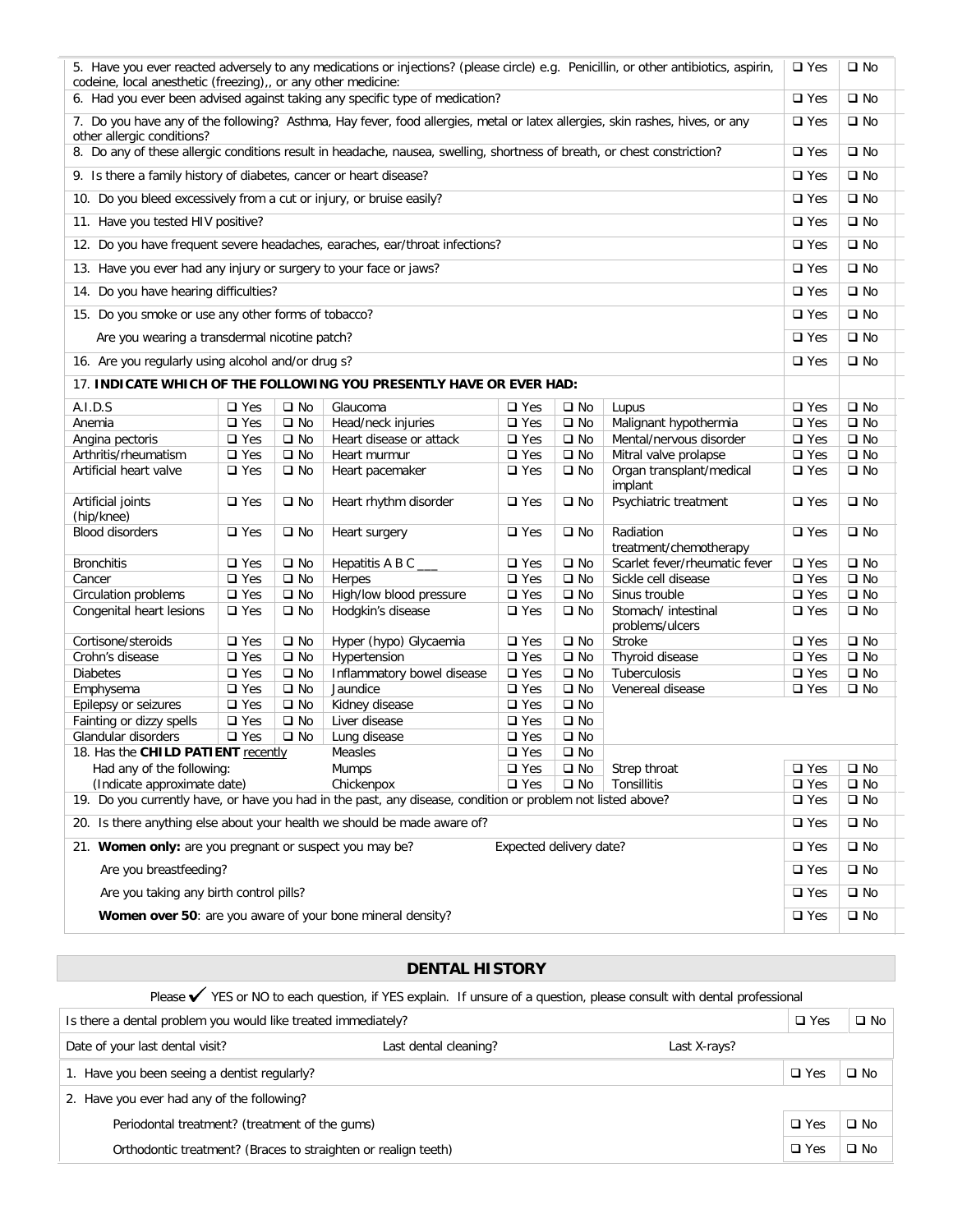| Question | | |
|---|---|---|
| 5. Have you ever reacted adversely to any medications or injections? (please circle) e.g. Penicillin, or other antibiotics, aspirin, codeine, local anesthetic (freezing),, or any other medicine: | ❑ Yes | ❑ No |
| 6. Had you ever been advised against taking any specific type of medication? | ❑ Yes | ❑ No |
| 7. Do you have any of the following? Asthma, Hay fever, food allergies, metal or latex allergies, skin rashes, hives, or any other allergic conditions? | ❑ Yes | ❑ No |
| 8. Do any of these allergic conditions result in headache, nausea, swelling, shortness of breath, or chest constriction? | ❑ Yes | ❑ No |
| 9. Is there a family history of diabetes, cancer or heart disease? | ❑ Yes | ❑ No |
| 10. Do you bleed excessively from a cut or injury, or bruise easily? | ❑ Yes | ❑ No |
| 11. Have you tested HIV positive? | ❑ Yes | ❑ No |
| 12. Do you have frequent severe headaches, earaches, ear/throat infections? | ❑ Yes | ❑ No |
| 13. Have you ever had any injury or surgery to your face or jaws? | ❑ Yes | ❑ No |
| 14. Do you have hearing difficulties? | ❑ Yes | ❑ No |
| 15. Do you smoke or use any other forms of tobacco? | ❑ Yes | ❑ No |
| Are you wearing a transdermal nicotine patch? | ❑ Yes | ❑ No |
| 16. Are you regularly using alcohol and/or drug s? | ❑ Yes | ❑ No |

17. **INDICATE WHICH OF THE FOLLOWING YOU PRESENTLY HAVE OR EVER HAD:**

| | | | | | | | | |
|---|---|---|---|---|---|---|---|---|
| A.I.D.S | ❑ Yes | ❑ No | Glaucoma | ❑ Yes | ❑ No | Lupus | ❑ Yes | ❑ No |
| Anemia | ❑ Yes | ❑ No | Head/neck injuries | ❑ Yes | ❑ No | Malignant hypothermia | ❑ Yes | ❑ No |
| Angina pectoris | ❑ Yes | ❑ No | Heart disease or attack | ❑ Yes | ❑ No | Mental/nervous disorder | ❑ Yes | ❑ No |
| Arthritis/rheumatism | ❑ Yes | ❑ No | Heart murmur | ❑ Yes | ❑ No | Mitral valve prolapse | ❑ Yes | ❑ No |
| Artificial heart valve | ❑ Yes | ❑ No | Heart pacemaker | ❑ Yes | ❑ No | Organ transplant/medical implant | ❑ Yes | ❑ No |
| Artificial joints (hip/knee) | ❑ Yes | ❑ No | Heart rhythm disorder | ❑ Yes | ❑ No | Psychiatric treatment | ❑ Yes | ❑ No |
| Blood disorders | ❑ Yes | ❑ No | Heart surgery | ❑ Yes | ❑ No | Radiation treatment/chemotherapy | ❑ Yes | ❑ No |
| Bronchitis | ❑ Yes | ❑ No | Hepatitis A B C ___ | ❑ Yes | ❑ No | Scarlet fever/rheumatic fever | ❑ Yes | ❑ No |
| Cancer | ❑ Yes | ❑ No | Herpes | ❑ Yes | ❑ No | Sickle cell disease | ❑ Yes | ❑ No |
| Circulation problems | ❑ Yes | ❑ No | High/low blood pressure | ❑ Yes | ❑ No | Sinus trouble | ❑ Yes | ❑ No |
| Congenital heart lesions | ❑ Yes | ❑ No | Hodgkin's disease | ❑ Yes | ❑ No | Stomach/ intestinal problems/ulcers | ❑ Yes | ❑ No |
| Cortisone/steroids | ❑ Yes | ❑ No | Hyper (hypo) Glycaemia | ❑ Yes | ❑ No | Stroke | ❑ Yes | ❑ No |
| Crohn's disease | ❑ Yes | ❑ No | Hypertension | ❑ Yes | ❑ No | Thyroid disease | ❑ Yes | ❑ No |
| Diabetes | ❑ Yes | ❑ No | Inflammatory bowel disease | ❑ Yes | ❑ No | Tuberculosis | ❑ Yes | ❑ No |
| Emphysema | ❑ Yes | ❑ No | Jaundice | ❑ Yes | ❑ No | Venereal disease | ❑ Yes | ❑ No |
| Epilepsy or seizures | ❑ Yes | ❑ No | Kidney disease | ❑ Yes | ❑ No | | | |
| Fainting or dizzy spells | ❑ Yes | ❑ No | Liver disease | ❑ Yes | ❑ No | | | |
| Glandular disorders | ❑ Yes | ❑ No | Lung disease | ❑ Yes | ❑ No | | | |
| 18. Has the **CHILD PATIENT** recently | | | Measles | ❑ Yes | ❑ No | | | |
| Had any of the following: | | | Mumps | ❑ Yes | ❑ No | Strep throat | ❑ Yes | ❑ No |
| (Indicate approximate date) | | | Chickenpox | ❑ Yes | ❑ No | Tonsillitis | ❑ Yes | ❑ No |

| Question | | |
|---|---|---|
| 19. Do you currently have, or have you had in the past, any disease, condition or problem not listed above? | ❑ Yes | ❑ No |
| 20. Is there anything else about your health we should be made aware of? | ❑ Yes | ❑ No |
| 21. **Women only:** are you pregnant or suspect you may be? Expected delivery date? | ❑ Yes | ❑ No |
| Are you breastfeeding? | ❑ Yes | ❑ No |
| Are you taking any birth control pills? | ❑ Yes | ❑ No |
| **Women over 50**: are you aware of your bone mineral density? | ❑ Yes | ❑ No |

## DENTAL HISTORY

Please ✓ YES or NO to each question, if YES explain. If unsure of a question, please consult with dental professional

| Question | | |
|---|---|---|
| Is there a dental problem you would like treated immediately? | ❑ Yes | ❑ No |
| Date of your last dental visit? Last dental cleaning? Last X-rays? | | |
| 1. Have you been seeing a dentist regularly? | ❑ Yes | ❑ No |
| 2. Have you ever had any of the following? | | |
| Periodontal treatment? (treatment of the gums) | ❑ Yes | ❑ No |
| Orthodontic treatment? (Braces to straighten or realign teeth) | ❑ Yes | ❑ No |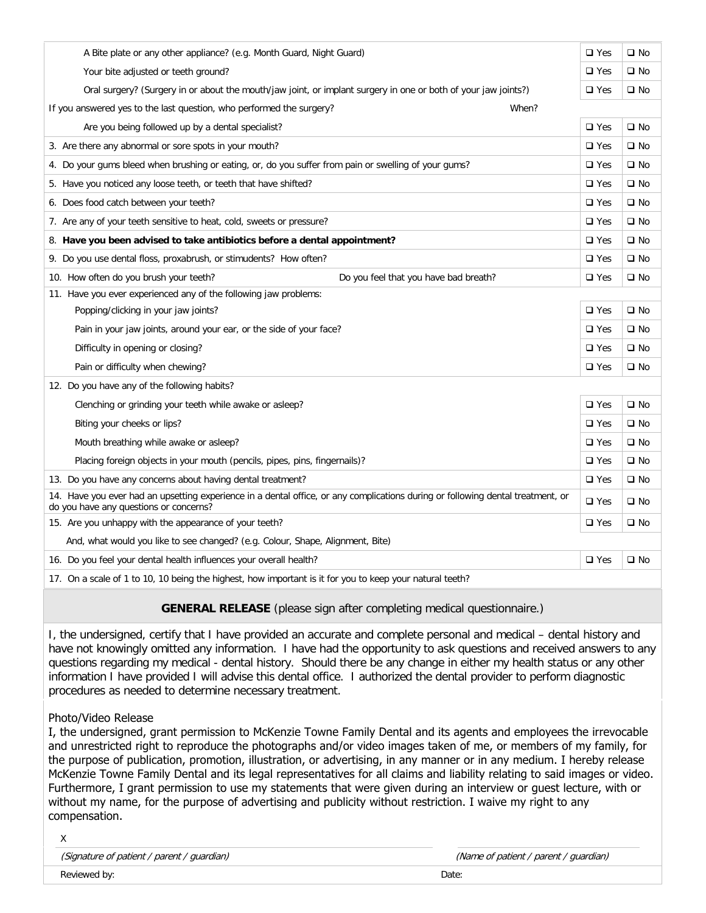| | | |
|---|---|---|
| A Bite plate or any other appliance? (e.g. Month Guard, Night Guard) | ☐ Yes | ☐ No |
| Your bite adjusted or teeth ground? | ☐ Yes | ☐ No |
| Oral surgery? (Surgery in or about the mouth/jaw joint, or implant surgery in one or both of your jaw joints?) | ☐ Yes | ☐ No |
| If you answered yes to the last question, who performed the surgery? When? | | |
| Are you being followed up by a dental specialist? | ☐ Yes | ☐ No |
| 3. Are there any abnormal or sore spots in your mouth? | ☐ Yes | ☐ No |
| 4. Do your gums bleed when brushing or eating, or, do you suffer from pain or swelling of your gums? | ☐ Yes | ☐ No |
| 5. Have you noticed any loose teeth, or teeth that have shifted? | ☐ Yes | ☐ No |
| 6. Does food catch between your teeth? | ☐ Yes | ☐ No |
| 7. Are any of your teeth sensitive to heat, cold, sweets or pressure? | ☐ Yes | ☐ No |
| 8. **Have you been advised to take antibiotics before a dental appointment?** | ☐ Yes | ☐ No |
| 9. Do you use dental floss, proxabrush, or stimudents? How often? | ☐ Yes | ☐ No |
| 10. How often do you brush your teeth? Do you feel that you have bad breath? | ☐ Yes | ☐ No |
| 11. Have you ever experienced any of the following jaw problems: | | |
| Popping/clicking in your jaw joints? | ☐ Yes | ☐ No |
| Pain in your jaw joints, around your ear, or the side of your face? | ☐ Yes | ☐ No |
| Difficulty in opening or closing? | ☐ Yes | ☐ No |
| Pain or difficulty when chewing? | ☐ Yes | ☐ No |
| 12. Do you have any of the following habits? | | |
| Clenching or grinding your teeth while awake or asleep? | ☐ Yes | ☐ No |
| Biting your cheeks or lips? | ☐ Yes | ☐ No |
| Mouth breathing while awake or asleep? | ☐ Yes | ☐ No |
| Placing foreign objects in your mouth (pencils, pipes, pins, fingernails)? | ☐ Yes | ☐ No |
| 13. Do you have any concerns about having dental treatment? | ☐ Yes | ☐ No |
| 14. Have you ever had an upsetting experience in a dental office, or any complications during or following dental treatment, or do you have any questions or concerns? | ☐ Yes | ☐ No |
| 15. Are you unhappy with the appearance of your teeth? | ☐ Yes | ☐ No |
| And, what would you like to see changed? (e.g. Colour, Shape, Alignment, Bite) | | |
| 16. Do you feel your dental health influences your overall health? | ☐ Yes | ☐ No |
| 17. On a scale of 1 to 10, 10 being the highest, how important is it for you to keep your natural teeth? | | |

## **GENERAL RELEASE** (please sign after completing medical questionnaire.)

I, the undersigned, certify that I have provided an accurate and complete personal and medical – dental history and have not knowingly omitted any information. I have had the opportunity to ask questions and received answers to any questions regarding my medical - dental history. Should there be any change in either my health status or any other information I have provided I will advise this dental office. I authorized the dental provider to perform diagnostic procedures as needed to determine necessary treatment.

Photo/Video Release

I, the undersigned, grant permission to McKenzie Towne Family Dental and its agents and employees the irrevocable and unrestricted right to reproduce the photographs and/or video images taken of me, or members of my family, for the purpose of publication, promotion, illustration, or advertising, in any manner or in any medium. I hereby release McKenzie Towne Family Dental and its legal representatives for all claims and liability relating to said images or video. Furthermore, I grant permission to use my statements that were given during an interview or guest lecture, with or without my name, for the purpose of advertising and publicity without restriction. I waive my right to any compensation.

X

*(Signature of patient / parent / guardian)* *(Name of patient / parent / guardian)*

Reviewed by: Date: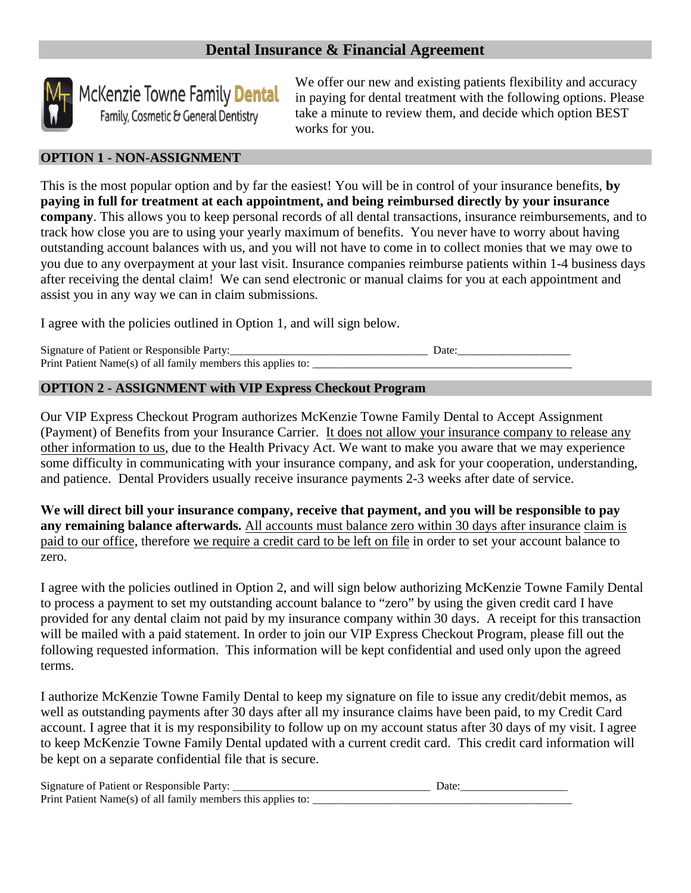# Dental Insurance & Financial Agreement

McKenzie Towne Family Dental
Family, Cosmetic & General Dentistry

We offer our new and existing patients flexibility and accuracy in paying for dental treatment with the following options. Please take a minute to review them, and decide which option BEST works for you.

## OPTION 1 - NON-ASSIGNMENT

This is the most popular option and by far the easiest! You will be in control of your insurance benefits, **by paying in full for treatment at each appointment, and being reimbursed directly by your insurance company**. This allows you to keep personal records of all dental transactions, insurance reimbursements, and to track how close you are to using your yearly maximum of benefits. You never have to worry about having outstanding account balances with us, and you will not have to come in to collect monies that we may owe to you due to any overpayment at your last visit. Insurance companies reimburse patients within 1-4 business days after receiving the dental claim! We can send electronic or manual claims for you at each appointment and assist you in any way we can in claim submissions.

I agree with the policies outlined in Option 1, and will sign below.

Signature of Patient or Responsible Party:__________________________________ Date:____________________
Print Patient Name(s) of all family members this applies to: ______________________________________________

## OPTION 2 - ASSIGNMENT with VIP Express Checkout Program

Our VIP Express Checkout Program authorizes McKenzie Towne Family Dental to Accept Assignment (Payment) of Benefits from your Insurance Carrier. It does not allow your insurance company to release any other information to us, due to the Health Privacy Act. We want to make you aware that we may experience some difficulty in communicating with your insurance company, and ask for your cooperation, understanding, and patience. Dental Providers usually receive insurance payments 2-3 weeks after date of service.

**We will direct bill your insurance company, receive that payment, and you will be responsible to pay any remaining balance afterwards.** All accounts must balance zero within 30 days after insurance claim is paid to our office, therefore we require a credit card to be left on file in order to set your account balance to zero.

I agree with the policies outlined in Option 2, and will sign below authorizing McKenzie Towne Family Dental to process a payment to set my outstanding account balance to "zero" by using the given credit card I have provided for any dental claim not paid by my insurance company within 30 days. A receipt for this transaction will be mailed with a paid statement. In order to join our VIP Express Checkout Program, please fill out the following requested information. This information will be kept confidential and used only upon the agreed terms.

I authorize McKenzie Towne Family Dental to keep my signature on file to issue any credit/debit memos, as well as outstanding payments after 30 days after all my insurance claims have been paid, to my Credit Card account. I agree that it is my responsibility to follow up on my account status after 30 days of my visit. I agree to keep McKenzie Towne Family Dental updated with a current credit card. This credit card information will be kept on a separate confidential file that is secure.

Signature of Patient or Responsible Party: __________________________________ Date:___________________
Print Patient Name(s) of all family members this applies to: ______________________________________________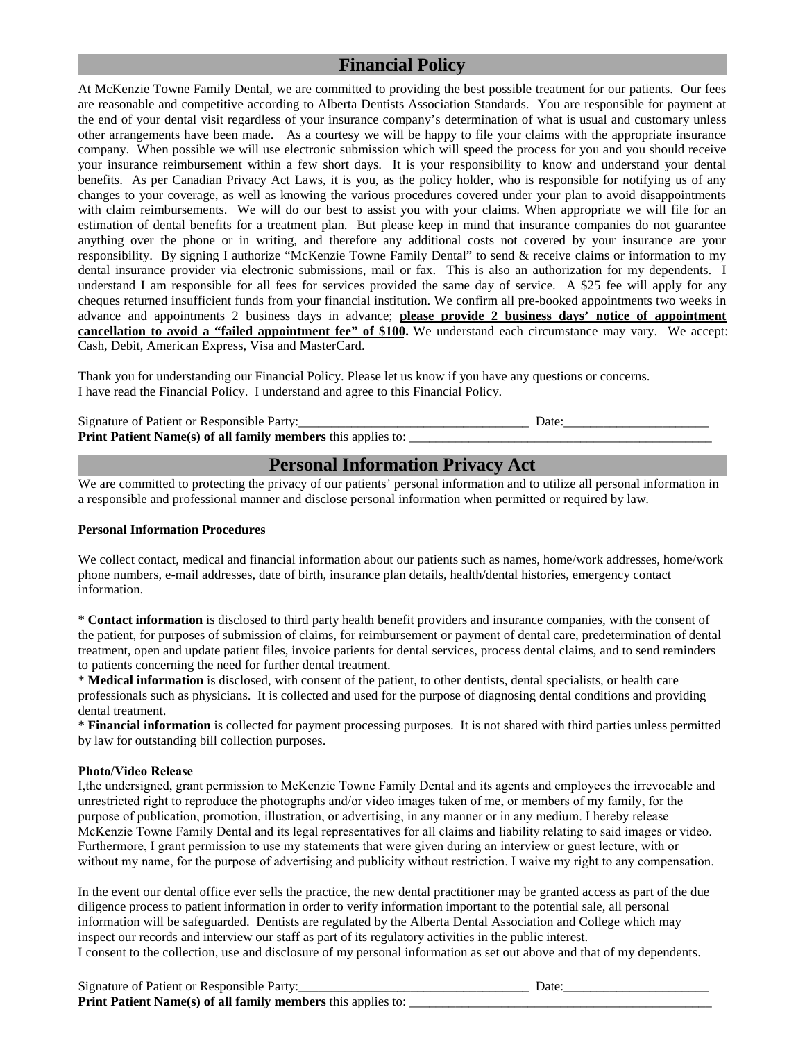## Financial Policy

At McKenzie Towne Family Dental, we are committed to providing the best possible treatment for our patients. Our fees are reasonable and competitive according to Alberta Dentists Association Standards. You are responsible for payment at the end of your dental visit regardless of your insurance company's determination of what is usual and customary unless other arrangements have been made. As a courtesy we will be happy to file your claims with the appropriate insurance company. When possible we will use electronic submission which will speed the process for you and you should receive your insurance reimbursement within a few short days. It is your responsibility to know and understand your dental benefits. As per Canadian Privacy Act Laws, it is you, as the policy holder, who is responsible for notifying us of any changes to your coverage, as well as knowing the various procedures covered under your plan to avoid disappointments with claim reimbursements. We will do our best to assist you with your claims. When appropriate we will file for an estimation of dental benefits for a treatment plan. But please keep in mind that insurance companies do not guarantee anything over the phone or in writing, and therefore any additional costs not covered by your insurance are your responsibility. By signing I authorize "McKenzie Towne Family Dental" to send & receive claims or information to my dental insurance provider via electronic submissions, mail or fax. This is also an authorization for my dependents. I understand I am responsible for all fees for services provided the same day of service. A $25 fee will apply for any cheques returned insufficient funds from your financial institution. We confirm all pre-booked appointments two weeks in advance and appointments 2 business days in advance; **please provide 2 business days' notice of appointment cancellation to avoid a "failed appointment fee" of $100.** We understand each circumstance may vary. We accept: Cash, Debit, American Express, Visa and MasterCard.

Thank you for understanding our Financial Policy. Please let us know if you have any questions or concerns.
I have read the Financial Policy. I understand and agree to this Financial Policy.

Signature of Patient or Responsible Party:___________________________________ Date:______________________
**Print Patient Name(s) of all family members** this applies to: _______________________________________________

## Personal Information Privacy Act

We are committed to protecting the privacy of our patients' personal information and to utilize all personal information in a responsible and professional manner and disclose personal information when permitted or required by law.

**Personal Information Procedures**

We collect contact, medical and financial information about our patients such as names, home/work addresses, home/work phone numbers, e-mail addresses, date of birth, insurance plan details, health/dental histories, emergency contact information.

* **Contact information** is disclosed to third party health benefit providers and insurance companies, with the consent of the patient, for purposes of submission of claims, for reimbursement or payment of dental care, predetermination of dental treatment, open and update patient files, invoice patients for dental services, process dental claims, and to send reminders to patients concerning the need for further dental treatment.
* **Medical information** is disclosed, with consent of the patient, to other dentists, dental specialists, or health care professionals such as physicians. It is collected and used for the purpose of diagnosing dental conditions and providing dental treatment.
* **Financial information** is collected for payment processing purposes. It is not shared with third parties unless permitted by law for outstanding bill collection purposes.

**Photo/Video Release**
I,the undersigned, grant permission to McKenzie Towne Family Dental and its agents and employees the irrevocable and unrestricted right to reproduce the photographs and/or video images taken of me, or members of my family, for the purpose of publication, promotion, illustration, or advertising, in any manner or in any medium. I hereby release McKenzie Towne Family Dental and its legal representatives for all claims and liability relating to said images or video. Furthermore, I grant permission to use my statements that were given during an interview or guest lecture, with or without my name, for the purpose of advertising and publicity without restriction. I waive my right to any compensation.

In the event our dental office ever sells the practice, the new dental practitioner may be granted access as part of the due diligence process to patient information in order to verify information important to the potential sale, all personal information will be safeguarded. Dentists are regulated by the Alberta Dental Association and College which may inspect our records and interview our staff as part of its regulatory activities in the public interest.
I consent to the collection, use and disclosure of my personal information as set out above and that of my dependents.

Signature of Patient or Responsible Party:___________________________________ Date:______________________
**Print Patient Name(s) of all family members** this applies to: _______________________________________________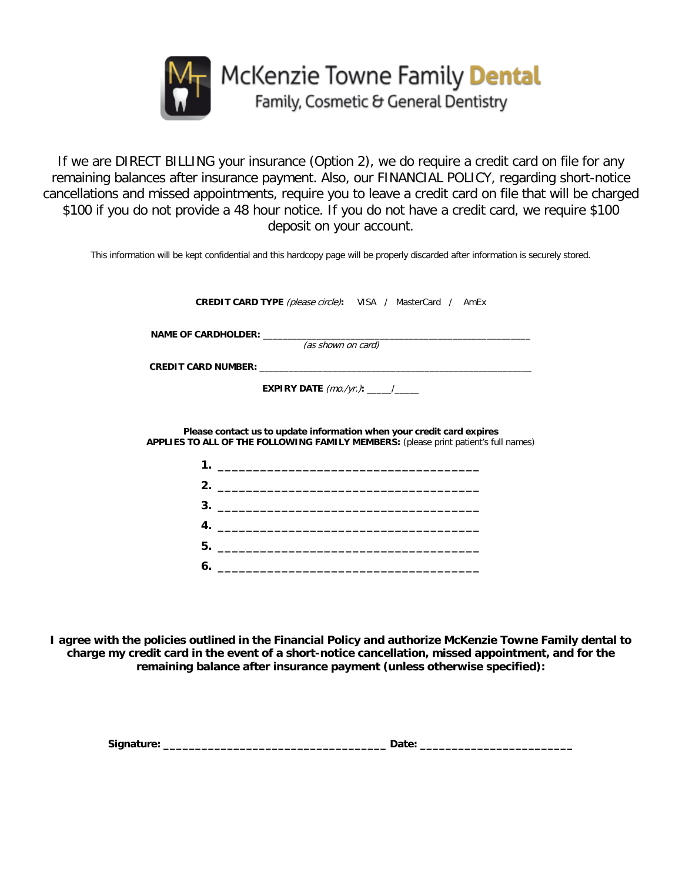McKenzie Towne Family Dental
Family, Cosmetic & General Dentistry

If we are DIRECT BILLING your insurance (Option 2), we do require a credit card on file for any remaining balances after insurance payment. Also, our FINANCIAL POLICY, regarding short-notice cancellations and missed appointments, require you to leave a credit card on file that will be charged $100 if you do not provide a 48 hour notice. If you do not have a credit card, we require $100 deposit on your account.

This information will be kept confidential and this hardcopy page will be properly discarded after information is securely stored.

**CREDIT CARD TYPE** *(please circle)*: VISA / MasterCard / AmEx

**NAME OF CARDHOLDER:** ____________________________________________________
*(as shown on card)*

**CREDIT CARD NUMBER:** ____________________________________________________

**EXPIRY DATE** *(mo./yr.)*: _____/_____

**Please contact us to update information when your credit card expires**
**APPLIES TO ALL OF THE FOLLOWING FAMILY MEMBERS:** (please print patient's full names)

**1.** _____________________________________
**2.** _____________________________________
**3.** _____________________________________
**4.** _____________________________________
**5.** _____________________________________
**6.** _____________________________________

**I agree with the policies outlined in the Financial Policy and authorize McKenzie Towne Family dental to charge my credit card in the event of a short-notice cancellation, missed appointment, and for the remaining balance after insurance payment (unless otherwise specified):**

**Signature:** __________________________________ **Date:** _______________________